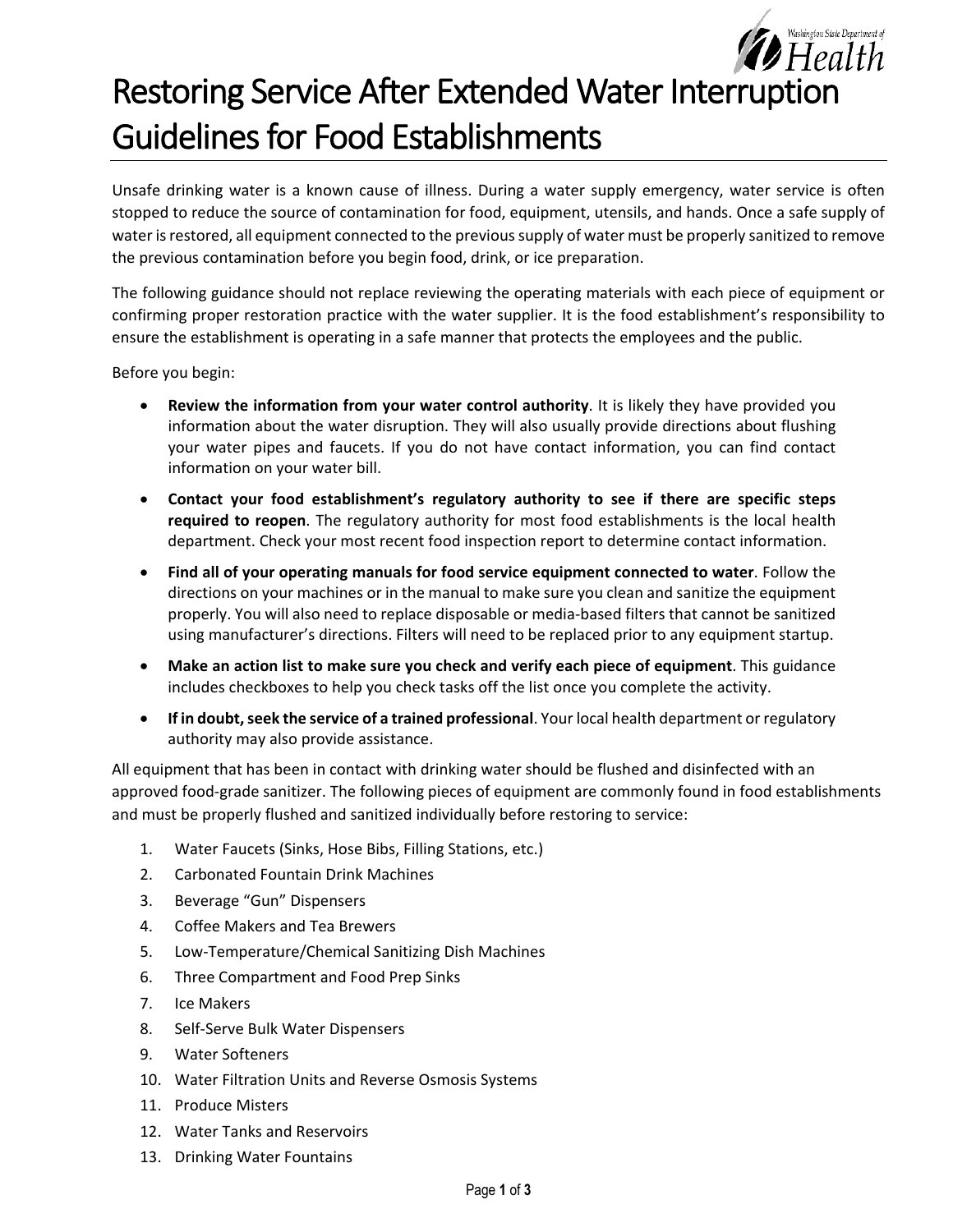# Restoring Service After Extended Water Interruption Guidelines for Food Establishments

Unsafe drinking water is a known cause of illness. During a water supply emergency, water service is often stopped to reduce the source of contamination for food, equipment, utensils, and hands. Once a safe supply of water is restored, all equipment connected to the previous supply of water must be properly sanitized to remove the previous contamination before you begin food, drink, or ice preparation.

The following guidance should not replace reviewing the operating materials with each piece of equipment or confirming proper restoration practice with the water supplier. It is the food establishment's responsibility to ensure the establishment is operating in a safe manner that protects the employees and the public.

Before you begin:

- **Review the information from your water control authority**. It is likely they have provided you information about the water disruption. They will also usually provide directions about flushing your water pipes and faucets. If you do not have contact information, you can find contact information on your water bill.
- **Contact your food establishment's regulatory authority to see if there are specific steps required to reopen**. The regulatory authority for most food establishments is the local health department. Check your most recent food inspection report to determine contact information.
- **Find all of your operating manuals for food service equipment connected to water**. Follow the directions on your machines or in the manual to make sure you clean and sanitize the equipment properly. You will also need to replace disposable or media-based filters that cannot be sanitized using manufacturer's directions. Filters will need to be replaced prior to any equipment startup.
- **Make an action list to make sure you check and verify each piece of equipment**. This guidance includes checkboxes to help you check tasks off the list once you complete the activity.
- **If in doubt, seek the service of a trained professional**. Your local health department or regulatory authority may also provide assistance.

All equipment that has been in contact with drinking water should be flushed and disinfected with an approved food-grade sanitizer. The following pieces of equipment are commonly found in food establishments and must be properly flushed and sanitized individually before restoring to service:

1. Water Faucets (Sinks, Hose Bibs, Filling Stations, etc.)
2. Carbonated Fountain Drink Machines
3. Beverage "Gun" Dispensers
4. Coffee Makers and Tea Brewers
5. Low-Temperature/Chemical Sanitizing Dish Machines
6. Three Compartment and Food Prep Sinks
7. Ice Makers
8. Self-Serve Bulk Water Dispensers
9. Water Softeners
10. Water Filtration Units and Reverse Osmosis Systems
11. Produce Misters
12. Water Tanks and Reservoirs
13. Drinking Water Fountains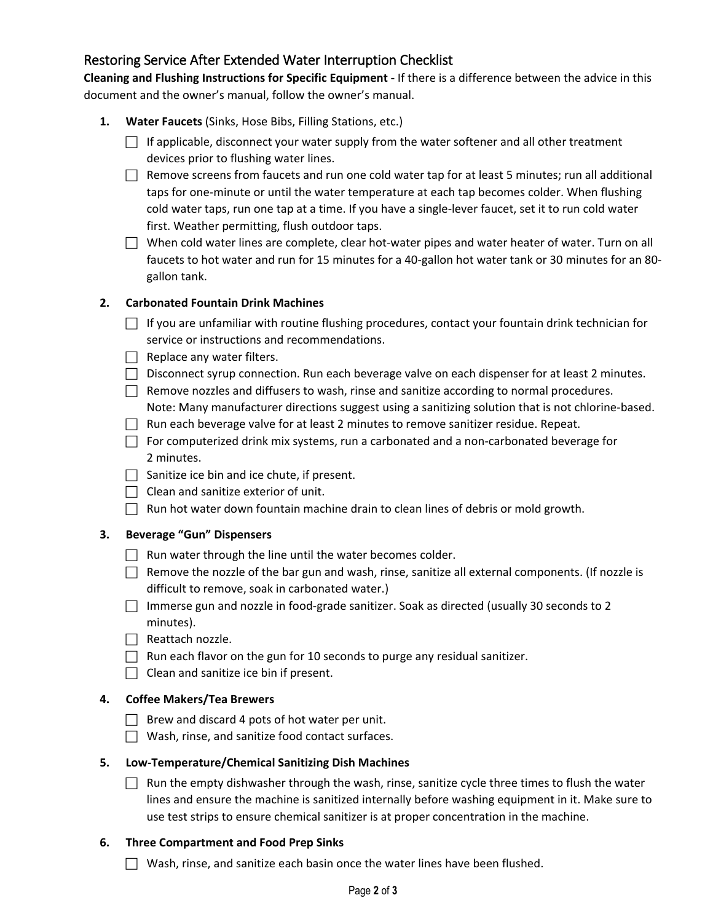## Restoring Service After Extended Water Interruption Checklist

**Cleaning and Flushing Instructions for Specific Equipment -** If there is a difference between the advice in this document and the owner's manual, follow the owner's manual.

1. **Water Faucets** (Sinks, Hose Bibs, Filling Stations, etc.)
   - [ ] If applicable, disconnect your water supply from the water softener and all other treatment devices prior to flushing water lines.
   - [ ] Remove screens from faucets and run one cold water tap for at least 5 minutes; run all additional taps for one-minute or until the water temperature at each tap becomes colder. When flushing cold water taps, run one tap at a time. If you have a single-lever faucet, set it to run cold water first. Weather permitting, flush outdoor taps.
   - [ ] When cold water lines are complete, clear hot-water pipes and water heater of water. Turn on all faucets to hot water and run for 15 minutes for a 40-gallon hot water tank or 30 minutes for an 80-gallon tank.

2. **Carbonated Fountain Drink Machines**
   - [ ] If you are unfamiliar with routine flushing procedures, contact your fountain drink technician for service or instructions and recommendations.
   - [ ] Replace any water filters.
   - [ ] Disconnect syrup connection. Run each beverage valve on each dispenser for at least 2 minutes.
   - [ ] Remove nozzles and diffusers to wash, rinse and sanitize according to normal procedures. Note: Many manufacturer directions suggest using a sanitizing solution that is not chlorine-based.
   - [ ] Run each beverage valve for at least 2 minutes to remove sanitizer residue. Repeat.
   - [ ] For computerized drink mix systems, run a carbonated and a non-carbonated beverage for 2 minutes.
   - [ ] Sanitize ice bin and ice chute, if present.
   - [ ] Clean and sanitize exterior of unit.
   - [ ] Run hot water down fountain machine drain to clean lines of debris or mold growth.

3. **Beverage "Gun" Dispensers**
   - [ ] Run water through the line until the water becomes colder.
   - [ ] Remove the nozzle of the bar gun and wash, rinse, sanitize all external components. (If nozzle is difficult to remove, soak in carbonated water.)
   - [ ] Immerse gun and nozzle in food-grade sanitizer. Soak as directed (usually 30 seconds to 2 minutes).
   - [ ] Reattach nozzle.
   - [ ] Run each flavor on the gun for 10 seconds to purge any residual sanitizer.
   - [ ] Clean and sanitize ice bin if present.

4. **Coffee Makers/Tea Brewers**
   - [ ] Brew and discard 4 pots of hot water per unit.
   - [ ] Wash, rinse, and sanitize food contact surfaces.

5. **Low-Temperature/Chemical Sanitizing Dish Machines**
   - [ ] Run the empty dishwasher through the wash, rinse, sanitize cycle three times to flush the water lines and ensure the machine is sanitized internally before washing equipment in it. Make sure to use test strips to ensure chemical sanitizer is at proper concentration in the machine.

6. **Three Compartment and Food Prep Sinks**
   - [ ] Wash, rinse, and sanitize each basin once the water lines have been flushed.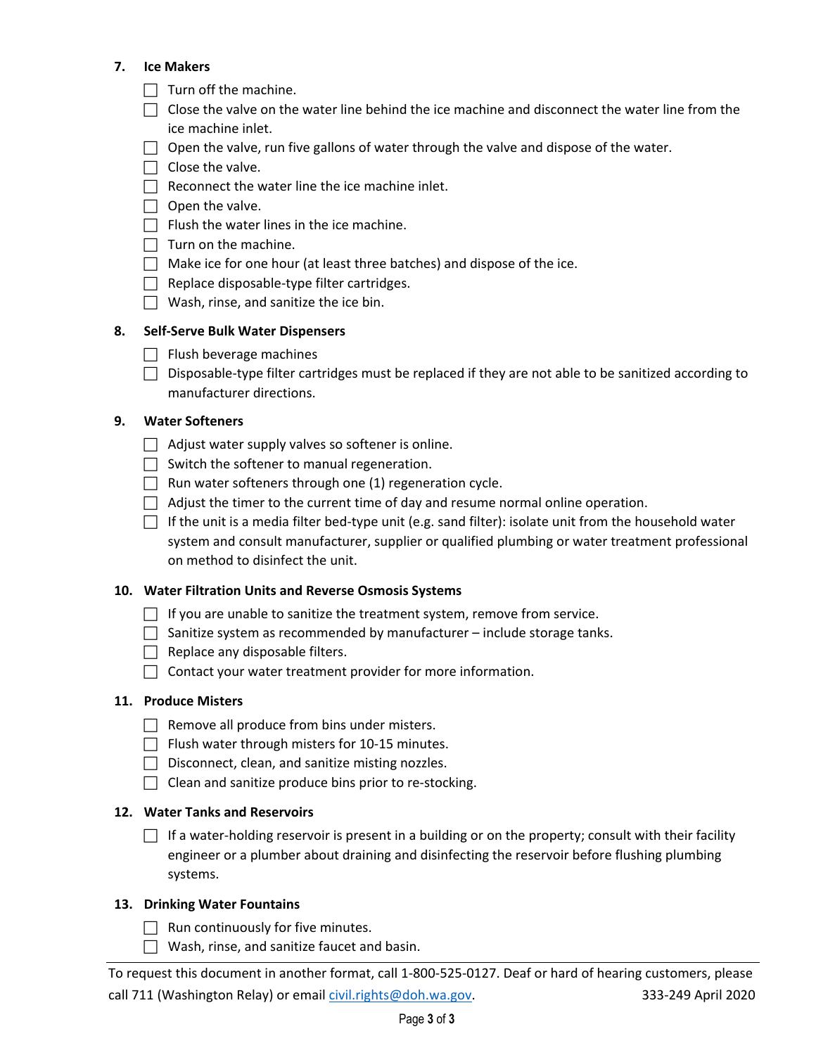## 7. Ice Makers

- [ ] Turn off the machine.
- [ ] Close the valve on the water line behind the ice machine and disconnect the water line from the ice machine inlet.
- [ ] Open the valve, run five gallons of water through the valve and dispose of the water.
- [ ] Close the valve.
- [ ] Reconnect the water line the ice machine inlet.
- [ ] Open the valve.
- [ ] Flush the water lines in the ice machine.
- [ ] Turn on the machine.
- [ ] Make ice for one hour (at least three batches) and dispose of the ice.
- [ ] Replace disposable-type filter cartridges.
- [ ] Wash, rinse, and sanitize the ice bin.

## 8. Self-Serve Bulk Water Dispensers

- [ ] Flush beverage machines
- [ ] Disposable-type filter cartridges must be replaced if they are not able to be sanitized according to manufacturer directions.

## 9. Water Softeners

- [ ] Adjust water supply valves so softener is online.
- [ ] Switch the softener to manual regeneration.
- [ ] Run water softeners through one (1) regeneration cycle.
- [ ] Adjust the timer to the current time of day and resume normal online operation.
- [ ] If the unit is a media filter bed-type unit (e.g. sand filter): isolate unit from the household water system and consult manufacturer, supplier or qualified plumbing or water treatment professional on method to disinfect the unit.

## 10. Water Filtration Units and Reverse Osmosis Systems

- [ ] If you are unable to sanitize the treatment system, remove from service.
- [ ] Sanitize system as recommended by manufacturer – include storage tanks.
- [ ] Replace any disposable filters.
- [ ] Contact your water treatment provider for more information.

## 11. Produce Misters

- [ ] Remove all produce from bins under misters.
- [ ] Flush water through misters for 10-15 minutes.
- [ ] Disconnect, clean, and sanitize misting nozzles.
- [ ] Clean and sanitize produce bins prior to re-stocking.

## 12. Water Tanks and Reservoirs

- [ ] If a water-holding reservoir is present in a building or on the property; consult with their facility engineer or a plumber about draining and disinfecting the reservoir before flushing plumbing systems.

## 13. Drinking Water Fountains

- [ ] Run continuously for five minutes.
- [ ] Wash, rinse, and sanitize faucet and basin.

---

To request this document in another format, call 1-800-525-0127. Deaf or hard of hearing customers, please call 711 (Washington Relay) or email civil.rights@doh.wa.gov. 333-249 April 2020